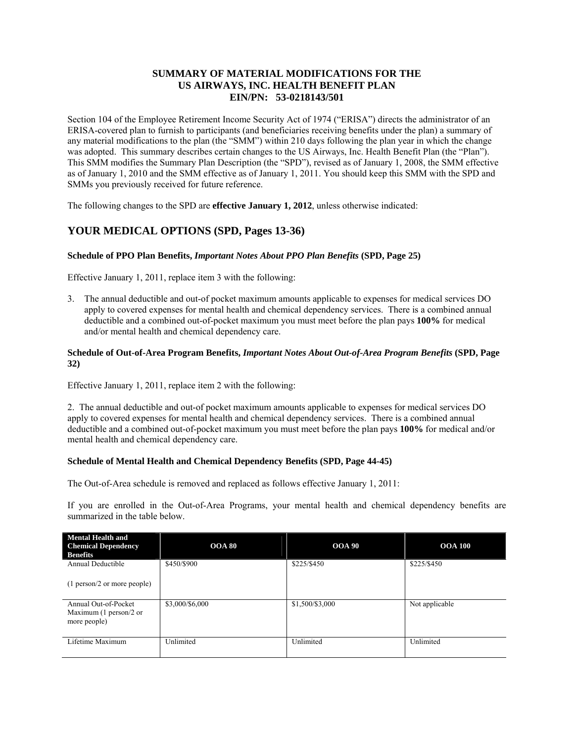**SUMMARY OF MATERIAL MODIFICATIONS FOR THE US AIRWAYS, INC. HEALTH BENEFIT PLAN EIN/PN: 53-0218143/501**

Section 104 of the Employee Retirement Income Security Act of 1974 ("ERISA") directs the administrator of an ERISA-covered plan to furnish to participants (and beneficiaries receiving benefits under the plan) a summary of any material modifications to the plan (the "SMM") within 210 days following the plan year in which the change was adopted. This summary describes certain changes to the US Airways, Inc. Health Benefit Plan (the "Plan"). This SMM modifies the Summary Plan Description (the "SPD"), revised as of January 1, 2008, the SMM effective as of January 1, 2010 and the SMM effective as of January 1, 2011. You should keep this SMM with the SPD and SMMs you previously received for future reference.

The following changes to the SPD are **effective January 1, 2012**, unless otherwise indicated:

## YOUR MEDICAL OPTIONS (SPD, Pages 13-36)

### Schedule of PPO Plan Benefits, *Important Notes About PPO Plan Benefits* (SPD, Page 25)

Effective January 1, 2011, replace item 3 with the following:

3. The annual deductible and out-of pocket maximum amounts applicable to expenses for medical services DO apply to covered expenses for mental health and chemical dependency services. There is a combined annual deductible and a combined out-of-pocket maximum you must meet before the plan pays **100%** for medical and/or mental health and chemical dependency care.

### Schedule of Out-of-Area Program Benefits, *Important Notes About Out-of-Area Program Benefits* (SPD, Page 32)

Effective January 1, 2011, replace item 2 with the following:

2. The annual deductible and out-of pocket maximum amounts applicable to expenses for medical services DO apply to covered expenses for mental health and chemical dependency services. There is a combined annual deductible and a combined out-of-pocket maximum you must meet before the plan pays **100%** for medical and/or mental health and chemical dependency care.

### Schedule of Mental Health and Chemical Dependency Benefits (SPD, Page 44-45)

The Out-of-Area schedule is removed and replaced as follows effective January 1, 2011:

If you are enrolled in the Out-of-Area Programs, your mental health and chemical dependency benefits are summarized in the table below.

| Mental Health and Chemical Dependency Benefits | OOA 80 | OOA 90 | OOA 100 |
|---|---|---|---|
| Annual Deductible<br><br>(1 person/2 or more people) | $450/$900 | $225/$450 | $225/$450 |
| Annual Out-of-Pocket Maximum (1 person/2 or more people) | $3,000/$6,000 | $1,500/$3,000 | Not applicable |
| Lifetime Maximum | Unlimited | Unlimited | Unlimited |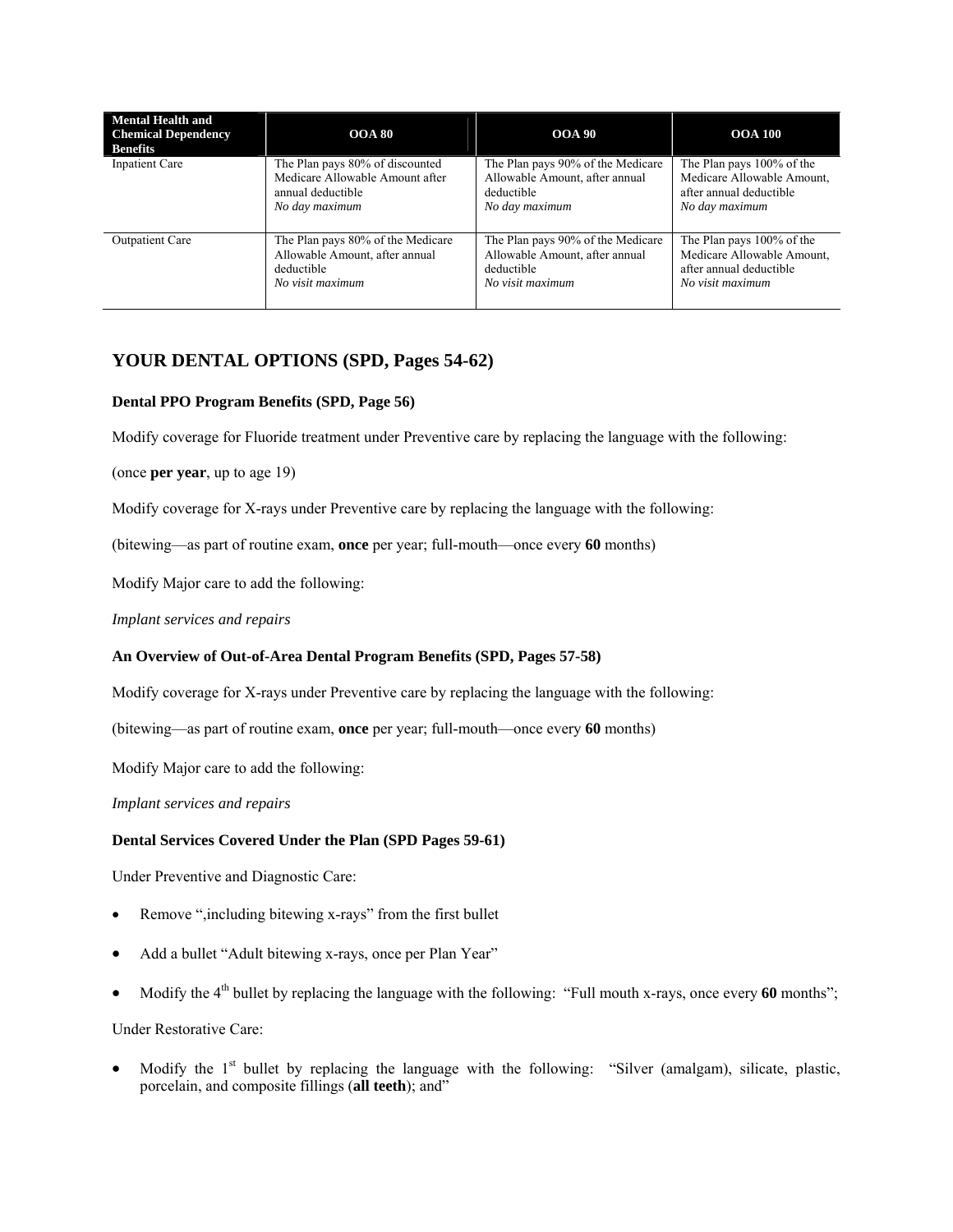| Mental Health and Chemical Dependency Benefits | OOA 80 | OOA 90 | OOA 100 |
|---|---|---|---|
| Inpatient Care | The Plan pays 80% of discounted Medicare Allowable Amount after annual deductible *No day maximum* | The Plan pays 90% of the Medicare Allowable Amount, after annual deductible *No day maximum* | The Plan pays 100% of the Medicare Allowable Amount, after annual deductible *No day maximum* |
| Outpatient Care | The Plan pays 80% of the Medicare Allowable Amount, after annual deductible *No visit maximum* | The Plan pays 90% of the Medicare Allowable Amount, after annual deductible *No visit maximum* | The Plan pays 100% of the Medicare Allowable Amount, after annual deductible *No visit maximum* |

## YOUR DENTAL OPTIONS (SPD, Pages 54-62)

### Dental PPO Program Benefits (SPD, Page 56)

Modify coverage for Fluoride treatment under Preventive care by replacing the language with the following:

(once **per year**, up to age 19)

Modify coverage for X-rays under Preventive care by replacing the language with the following:

(bitewing—as part of routine exam, **once** per year; full-mouth—once every **60** months)

Modify Major care to add the following:

*Implant services and repairs*

### An Overview of Out-of-Area Dental Program Benefits (SPD, Pages 57-58)

Modify coverage for X-rays under Preventive care by replacing the language with the following:

(bitewing—as part of routine exam, **once** per year; full-mouth—once every **60** months)

Modify Major care to add the following:

*Implant services and repairs*

### Dental Services Covered Under the Plan (SPD Pages 59-61)

Under Preventive and Diagnostic Care:

- Remove ",including bitewing x-rays" from the first bullet
- Add a bullet "Adult bitewing x-rays, once per Plan Year"
- Modify the 4th bullet by replacing the language with the following: "Full mouth x-rays, once every **60** months";

Under Restorative Care:

- Modify the 1st bullet by replacing the language with the following: "Silver (amalgam), silicate, plastic, porcelain, and composite fillings (**all teeth**); and"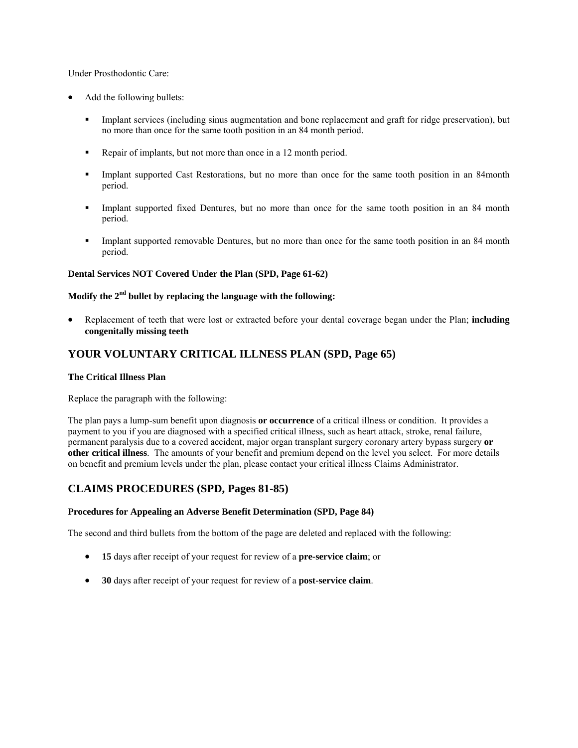Under Prosthodontic Care:

- Add the following bullets:

  - Implant services (including sinus augmentation and bone replacement and graft for ridge preservation), but no more than once for the same tooth position in an 84 month period.

  - Repair of implants, but not more than once in a 12 month period.

  - Implant supported Cast Restorations, but no more than once for the same tooth position in an 84month period.

  - Implant supported fixed Dentures, but no more than once for the same tooth position in an 84 month period.

  - Implant supported removable Dentures, but no more than once for the same tooth position in an 84 month period.

**Dental Services NOT Covered Under the Plan (SPD, Page 61-62)**

**Modify the 2nd bullet by replacing the language with the following:**

- Replacement of teeth that were lost or extracted before your dental coverage began under the Plan; **including congenitally missing teeth**

## YOUR VOLUNTARY CRITICAL ILLNESS PLAN (SPD, Page 65)

**The Critical Illness Plan**

Replace the paragraph with the following:

The plan pays a lump-sum benefit upon diagnosis **or occurrence** of a critical illness or condition. It provides a payment to you if you are diagnosed with a specified critical illness, such as heart attack, stroke, renal failure, permanent paralysis due to a covered accident, major organ transplant surgery coronary artery bypass surgery **or other critical illness**. The amounts of your benefit and premium depend on the level you select. For more details on benefit and premium levels under the plan, please contact your critical illness Claims Administrator.

## CLAIMS PROCEDURES (SPD, Pages 81-85)

**Procedures for Appealing an Adverse Benefit Determination (SPD, Page 84)**

The second and third bullets from the bottom of the page are deleted and replaced with the following:

- **15** days after receipt of your request for review of a **pre-service claim**; or

- **30** days after receipt of your request for review of a **post-service claim**.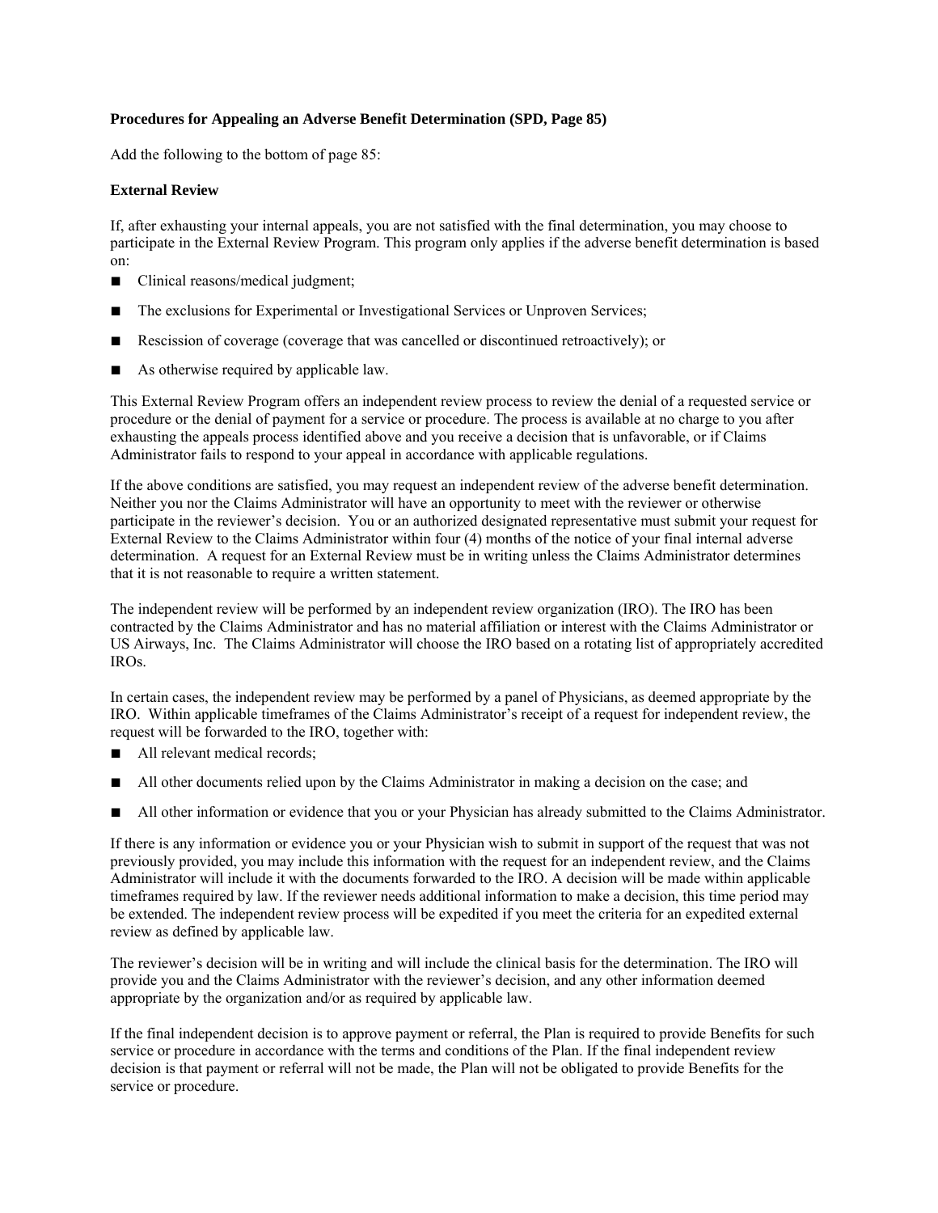**Procedures for Appealing an Adverse Benefit Determination (SPD, Page 85)**

Add the following to the bottom of page 85:

**External Review**

If, after exhausting your internal appeals, you are not satisfied with the final determination, you may choose to participate in the External Review Program. This program only applies if the adverse benefit determination is based on:

- Clinical reasons/medical judgment;
- The exclusions for Experimental or Investigational Services or Unproven Services;
- Rescission of coverage (coverage that was cancelled or discontinued retroactively); or
- As otherwise required by applicable law.

This External Review Program offers an independent review process to review the denial of a requested service or procedure or the denial of payment for a service or procedure. The process is available at no charge to you after exhausting the appeals process identified above and you receive a decision that is unfavorable, or if Claims Administrator fails to respond to your appeal in accordance with applicable regulations.

If the above conditions are satisfied, you may request an independent review of the adverse benefit determination. Neither you nor the Claims Administrator will have an opportunity to meet with the reviewer or otherwise participate in the reviewer's decision. You or an authorized designated representative must submit your request for External Review to the Claims Administrator within four (4) months of the notice of your final internal adverse determination. A request for an External Review must be in writing unless the Claims Administrator determines that it is not reasonable to require a written statement.

The independent review will be performed by an independent review organization (IRO). The IRO has been contracted by the Claims Administrator and has no material affiliation or interest with the Claims Administrator or US Airways, Inc. The Claims Administrator will choose the IRO based on a rotating list of appropriately accredited IROs.

In certain cases, the independent review may be performed by a panel of Physicians, as deemed appropriate by the IRO. Within applicable timeframes of the Claims Administrator's receipt of a request for independent review, the request will be forwarded to the IRO, together with:

- All relevant medical records;
- All other documents relied upon by the Claims Administrator in making a decision on the case; and
- All other information or evidence that you or your Physician has already submitted to the Claims Administrator.

If there is any information or evidence you or your Physician wish to submit in support of the request that was not previously provided, you may include this information with the request for an independent review, and the Claims Administrator will include it with the documents forwarded to the IRO. A decision will be made within applicable timeframes required by law. If the reviewer needs additional information to make a decision, this time period may be extended. The independent review process will be expedited if you meet the criteria for an expedited external review as defined by applicable law.

The reviewer's decision will be in writing and will include the clinical basis for the determination. The IRO will provide you and the Claims Administrator with the reviewer's decision, and any other information deemed appropriate by the organization and/or as required by applicable law.

If the final independent decision is to approve payment or referral, the Plan is required to provide Benefits for such service or procedure in accordance with the terms and conditions of the Plan. If the final independent review decision is that payment or referral will not be made, the Plan will not be obligated to provide Benefits for the service or procedure.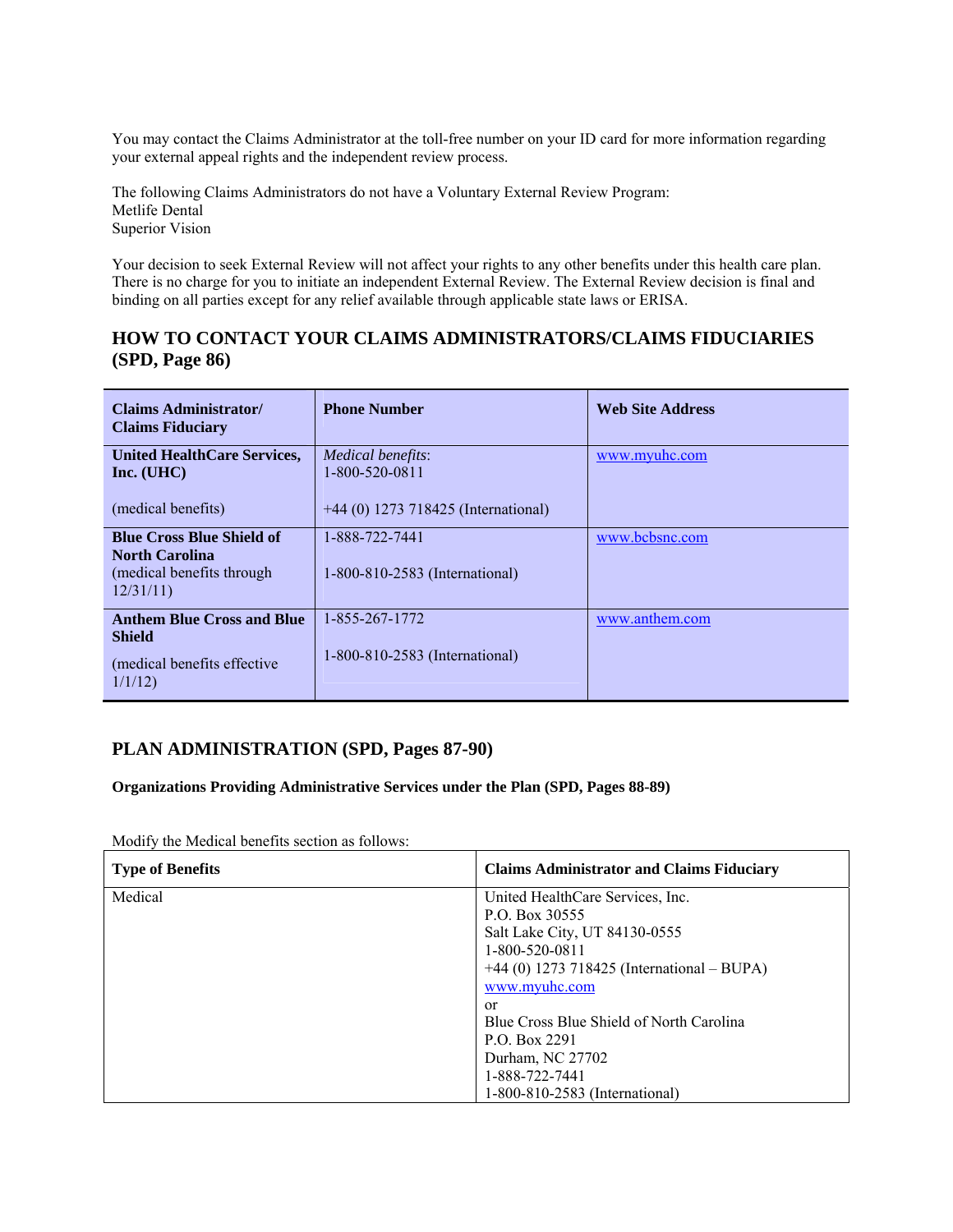You may contact the Claims Administrator at the toll-free number on your ID card for more information regarding your external appeal rights and the independent review process.

The following Claims Administrators do not have a Voluntary External Review Program:
Metlife Dental
Superior Vision

Your decision to seek External Review will not affect your rights to any other benefits under this health care plan. There is no charge for you to initiate an independent External Review. The External Review decision is final and binding on all parties except for any relief available through applicable state laws or ERISA.

## HOW TO CONTACT YOUR CLAIMS ADMINISTRATORS/CLAIMS FIDUCIARIES (SPD, Page 86)

| Claims Administrator/ Claims Fiduciary | Phone Number | Web Site Address |
|---|---|---|
| **United HealthCare Services, Inc. (UHC)**<br><br>(medical benefits) | *Medical benefits*:<br>1-800-520-0811<br><br>+44 (0) 1273 718425 (International) | www.myuhc.com |
| **Blue Cross Blue Shield of North Carolina**<br>(medical benefits through 12/31/11) | 1-888-722-7441<br><br>1-800-810-2583 (International) | www.bcbsnc.com |
| **Anthem Blue Cross and Blue Shield**<br><br>(medical benefits effective 1/1/12) | 1-855-267-1772<br><br>1-800-810-2583 (International) | www.anthem.com |

## PLAN ADMINISTRATION (SPD, Pages 87-90)

**Organizations Providing Administrative Services under the Plan (SPD, Pages 88-89)**

Modify the Medical benefits section as follows:

| Type of Benefits | Claims Administrator and Claims Fiduciary |
|---|---|
| Medical | United HealthCare Services, Inc.<br>P.O. Box 30555<br>Salt Lake City, UT 84130-0555<br>1-800-520-0811<br>+44 (0) 1273 718425 (International – BUPA)<br>www.myuhc.com<br>or<br>Blue Cross Blue Shield of North Carolina<br>P.O. Box 2291<br>Durham, NC 27702<br>1-888-722-7441<br>1-800-810-2583 (International) |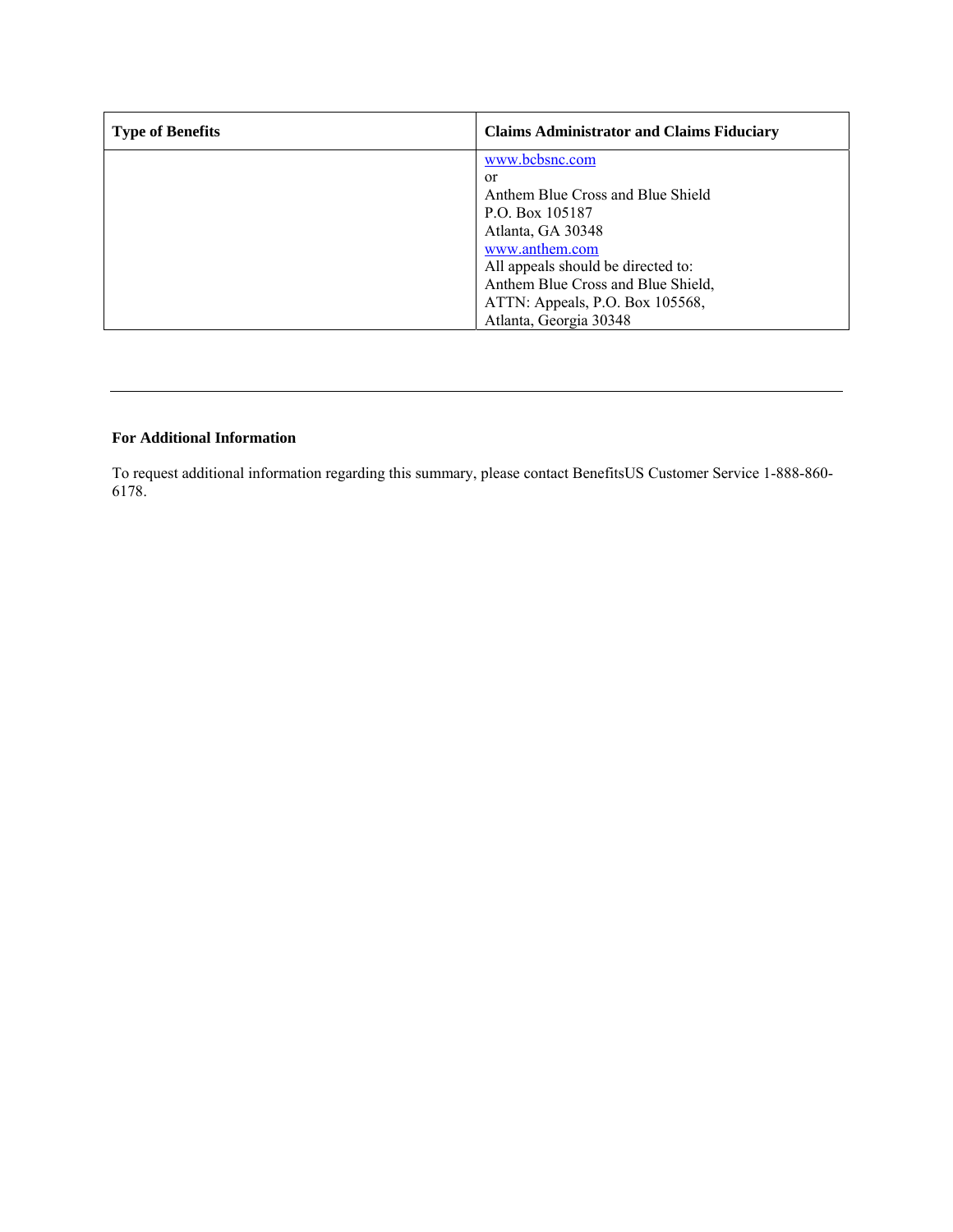| Type of Benefits | Claims Administrator and Claims Fiduciary |
| --- | --- |
| | www.bcbsnc.com<br>or<br>Anthem Blue Cross and Blue Shield<br>P.O. Box 105187<br>Atlanta, GA 30348<br>www.anthem.com<br>All appeals should be directed to:<br>Anthem Blue Cross and Blue Shield,<br>ATTN: Appeals, P.O. Box 105568,<br>Atlanta, Georgia 30348 |

---

**For Additional Information**

To request additional information regarding this summary, please contact BenefitsUS Customer Service 1-888-860-6178.